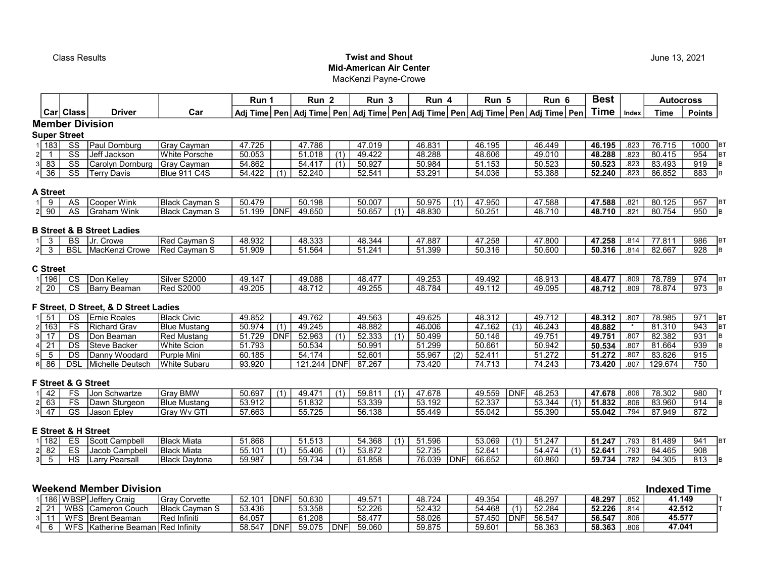Class Results

**Twist and Shout**
**Mid-American Air Center**
MacKenzi Payne-Crowe

June 13, 2021

| | Car | Class | Driver | Car | Run 1 Adj Time | Pen | Run 2 Adj Time | Pen | Run 3 Adj Time | Pen | Run 4 Adj Time | Pen | Run 5 Adj Time | Pen | Run 6 Adj Time | Pen | Best Time | Index | Autocross Time | Points | |
|---|---|---|---|---|---|---|---|---|---|---|---|---|---|---|---|---|---|---|---|---|---|
| **Member Division** | | | | | | | | | | | | | | | | | | | | | |
| **Super Street** | | | | | | | | | | | | | | | | | | | | | |
| 1 | 183 | SS | Paul Dornburg | Gray Cayman | 47.725 | | 47.786 | | 47.019 | | 46.831 | | 46.195 | | 46.449 | | **46.195** | .823 | 76.715 | 1000 | BT |
| 2 | 1 | SS | Jeff Jackson | White Porsche | 50.053 | | 51.018 | (1) | 49.422 | | 48.288 | | 48.606 | | 49.010 | | **48.288** | .823 | 80.415 | 954 | BT |
| 3 | 83 | SS | Carolyn Dornburg | Gray Cayman | 54.862 | | 54.417 | (1) | 50.927 | | 50.984 | | 51.153 | | 50.523 | | **50.523** | .823 | 83.493 | 919 | B |
| 4 | 36 | SS | Terry Davis | Blue 911 C4S | 54.422 | (1) | 52.240 | | 52.541 | | 53.291 | | 54.036 | | 53.388 | | **52.240** | .823 | 86.852 | 883 | B |
| **A Street** | | | | | | | | | | | | | | | | | | | | | |
| 1 | 9 | AS | Cooper Wink | Black Cayman S | 50.479 | | 50.198 | | 50.007 | | 50.975 | (1) | 47.950 | | 47.588 | | **47.588** | .821 | 80.125 | 957 | BT |
| 2 | 90 | AS | Graham Wink | Black Cayman S | 51.199 | DNF | 49.650 | | 50.657 | (1) | 48.830 | | 50.251 | | 48.710 | | **48.710** | .821 | 80.754 | 950 | B |
| **B Street & B Street Ladies** | | | | | | | | | | | | | | | | | | | | | |
| 1 | 3 | BS | Jr. Crowe | Red Cayman S | 48.932 | | 48.333 | | 48.344 | | 47.887 | | 47.258 | | 47.800 | | **47.258** | .814 | 77.811 | 986 | BT |
| 2 | 3 | BSL | MacKenzi Crowe | Red Cayman S | 51.909 | | 51.564 | | 51.241 | | 51.399 | | 50.316 | | 50.600 | | **50.316** | .814 | 82.667 | 928 | B |
| **C Street** | | | | | | | | | | | | | | | | | | | | | |
| 1 | 196 | CS | Don Kelley | Silver S2000 | 49.147 | | 49.088 | | 48.477 | | 49.253 | | 49.492 | | 48.913 | | **48.477** | .809 | 78.789 | 974 | BT |
| 2 | 20 | CS | Barry Beaman | Red S2000 | 49.205 | | 48.712 | | 49.255 | | 48.784 | | 49.112 | | 49.095 | | **48.712** | .809 | 78.874 | 973 | B |
| **F Street, D Street, & D Street Ladies** | | | | | | | | | | | | | | | | | | | | | |
| 1 | 51 | DS | Ernie Roales | Black Civic | 49.852 | | 49.762 | | 49.563 | | 49.625 | | 48.312 | | 49.712 | | **48.312** | .807 | 78.985 | 971 | BT |
| 2 | 163 | FS | Richard Grav | Blue Mustang | 50.974 | (1) | 49.245 | | 48.882 | | ~~46.006~~ | | ~~47.162~~ | ~~(1)~~ | ~~46.243~~ | | **48.882** | * | 81.310 | 943 | BT |
| 3 | 17 | DS | Don Beaman | Red Mustang | 51.729 | DNF | 52.963 | (1) | 52.333 | (1) | 50.499 | | 50.146 | | 49.751 | | **49.751** | .807 | 82.382 | 931 | B |
| 4 | 21 | DS | Steve Backer | White Scion | 51.793 | | 50.534 | | 50.991 | | 51.299 | | 50.661 | | 50.942 | | **50.534** | .807 | 81.664 | 939 | B |
| 5 | 5 | DS | Danny Woodard | Purple Mini | 60.185 | | 54.174 | | 52.601 | | 55.967 | (2) | 52.411 | | 51.272 | | **51.272** | .807 | 83.826 | 915 | |
| 6 | 86 | DSL | Michelle Deutsch | White Subaru | 93.920 | | 121.244 | DNF | 87.267 | | 73.420 | | 74.713 | | 74.243 | | **73.420** | .807 | 129.674 | 750 | |
| **F Street & G Street** | | | | | | | | | | | | | | | | | | | | | |
| 1 | 42 | FS | Jon Schwartze | Gray BMW | 50.697 | (1) | 49.471 | (1) | 59.811 | (1) | 47.678 | | 49.559 | DNF | 48.253 | | **47.678** | .806 | 78.302 | 980 | T |
| 2 | 63 | FS | Dawn Sturgeon | Blue Mustang | 53.912 | | 51.832 | | 53.339 | | 53.192 | | 52.337 | | 53.344 | (1) | **51.832** | .806 | 83.960 | 914 | B |
| 3 | 47 | GS | Jason Epley | Gray Wv GTI | 57.663 | | 55.725 | | 56.138 | | 55.449 | | 55.042 | | 55.390 | | **55.042** | .794 | 87.949 | 872 | |
| **E Street & H Street** | | | | | | | | | | | | | | | | | | | | | |
| 1 | 182 | ES | Scott Campbell | Black Miata | 51.868 | | 51.513 | | 54.368 | (1) | 51.596 | | 53.069 | (1) | 51.247 | | **51.247** | .793 | 81.489 | 941 | BT |
| 2 | 82 | ES | Jacob Campbell | Black Miata | 55.101 | (1) | 55.406 | (1) | 53.872 | | 52.735 | | 52.641 | | 54.474 | (1) | **52.641** | .793 | 84.465 | 908 | |
| 3 | 5 | HS | Larry Pearsall | Black Daytona | 59.987 | | 59.734 | | 61.858 | | 76.039 | DNF | 66.652 | | 60.860 | | **59.734** | .782 | 94.305 | 813 | B |

**Weekend Member Division**

| | Car | Class | Driver | Car | Run 1 Adj Time | Pen | Run 2 Adj Time | Pen | Run 3 Adj Time | Pen | Run 4 Adj Time | Pen | Run 5 Adj Time | Pen | Run 6 Adj Time | Pen | Best Time | Index | Indexed Time | |
|---|---|---|---|---|---|---|---|---|---|---|---|---|---|---|---|---|---|---|---|---|
| 1 | 186 | WBSP | Jeffery Craig | Gray Corvette | 52.101 | DNF | 50.630 | | 49.571 | | 48.724 | | 49.354 | | 48.297 | | **48.297** | .852 | **41.149** | T |
| 2 | 21 | WBS | Cameron Couch | Black Cayman S | 53.436 | | 53.358 | | 52.226 | | 52.432 | | 54.468 | (1) | 52.284 | | **52.226** | .814 | **42.512** | T |
| 3 | 11 | WFS | Brent Beaman | Red Infiniti | 64.057 | | 61.208 | | 58.477 | | 58.026 | | 57.450 | DNF | 56.547 | | **56.547** | .806 | **45.577** | |
| 4 | 6 | WFS | Katherine Beaman | Red Infinity | 58.547 | DNF | 59.075 | DNF | 59.060 | | 59.875 | | 59.601 | | 58.363 | | **58.363** | .806 | **47.041** | |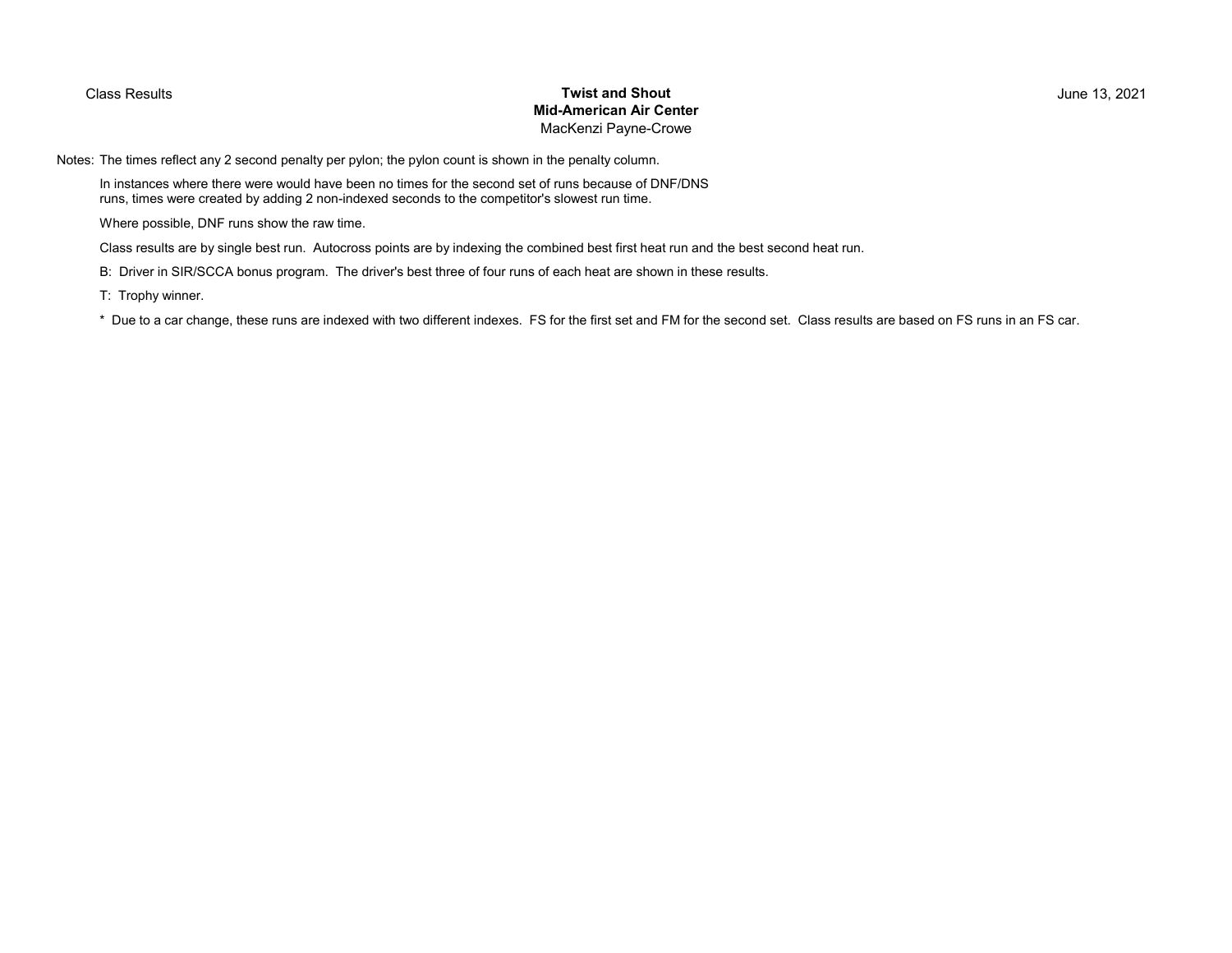Class Results

**Twist and Shout**
**Mid-American Air Center**
MacKenzi Payne-Crowe

June 13, 2021

Notes: The times reflect any 2 second penalty per pylon; the pylon count is shown in the penalty column.

In instances where there were would have been no times for the second set of runs because of DNF/DNS runs, times were created by adding 2 non-indexed seconds to the competitor's slowest run time.

Where possible, DNF runs show the raw time.

Class results are by single best run. Autocross points are by indexing the combined best first heat run and the best second heat run.

B: Driver in SIR/SCCA bonus program. The driver's best three of four runs of each heat are shown in these results.

T: Trophy winner.

* Due to a car change, these runs are indexed with two different indexes. FS for the first set and FM for the second set. Class results are based on FS runs in an FS car.